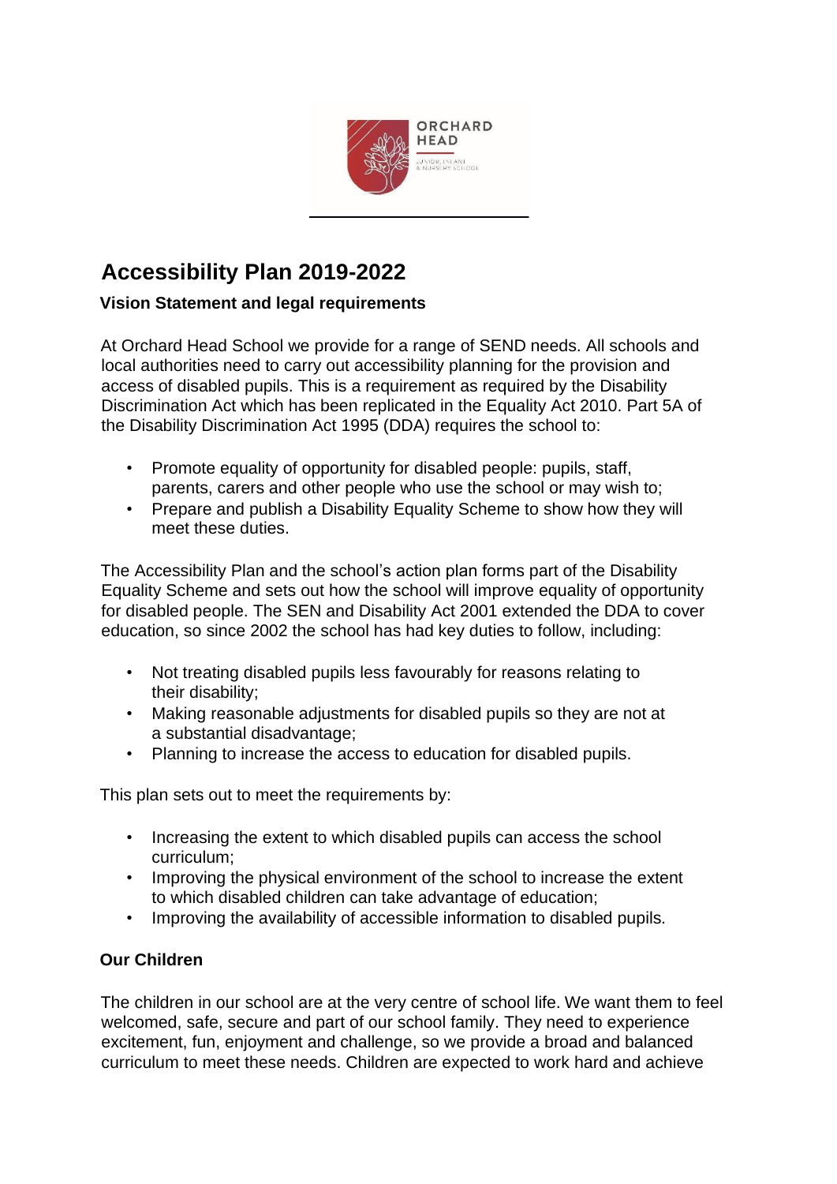# Accessibility Plan 2019-2022

**Vision Statement and legal requirements**

At Orchard Head School we provide for a range of SEND needs. All schools and local authorities need to carry out accessibility planning for the provision and access of disabled pupils. This is a requirement as required by the Disability Discrimination Act which has been replicated in the Equality Act 2010. Part 5A of the Disability Discrimination Act 1995 (DDA) requires the school to:

- Promote equality of opportunity for disabled people: pupils, staff, parents, carers and other people who use the school or may wish to;
- Prepare and publish a Disability Equality Scheme to show how they will meet these duties.

The Accessibility Plan and the school's action plan forms part of the Disability Equality Scheme and sets out how the school will improve equality of opportunity for disabled people. The SEN and Disability Act 2001 extended the DDA to cover education, so since 2002 the school has had key duties to follow, including:

- Not treating disabled pupils less favourably for reasons relating to their disability;
- Making reasonable adjustments for disabled pupils so they are not at a substantial disadvantage;
- Planning to increase the access to education for disabled pupils.

This plan sets out to meet the requirements by:

- Increasing the extent to which disabled pupils can access the school curriculum;
- Improving the physical environment of the school to increase the extent to which disabled children can take advantage of education;
- Improving the availability of accessible information to disabled pupils.

**Our Children**

The children in our school are at the very centre of school life. We want them to feel welcomed, safe, secure and part of our school family. They need to experience excitement, fun, enjoyment and challenge, so we provide a broad and balanced curriculum to meet these needs. Children are expected to work hard and achieve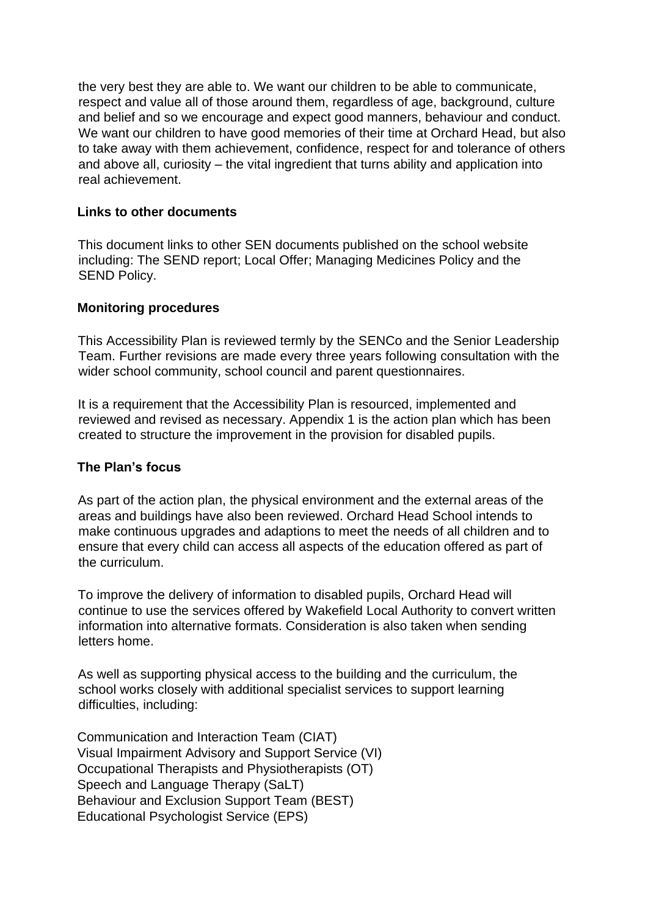the very best they are able to. We want our children to be able to communicate, respect and value all of those around them, regardless of age, background, culture and belief and so we encourage and expect good manners, behaviour and conduct. We want our children to have good memories of their time at Orchard Head, but also to take away with them achievement, confidence, respect for and tolerance of others and above all, curiosity – the vital ingredient that turns ability and application into real achievement.

**Links to other documents**

This document links to other SEN documents published on the school website including: The SEND report; Local Offer; Managing Medicines Policy and the SEND Policy.

**Monitoring procedures**

This Accessibility Plan is reviewed termly by the SENCo and the Senior Leadership Team. Further revisions are made every three years following consultation with the wider school community, school council and parent questionnaires.

It is a requirement that the Accessibility Plan is resourced, implemented and reviewed and revised as necessary. Appendix 1 is the action plan which has been created to structure the improvement in the provision for disabled pupils.

**The Plan's focus**

As part of the action plan, the physical environment and the external areas of the areas and buildings have also been reviewed. Orchard Head School intends to make continuous upgrades and adaptions to meet the needs of all children and to ensure that every child can access all aspects of the education offered as part of the curriculum.

To improve the delivery of information to disabled pupils, Orchard Head will continue to use the services offered by Wakefield Local Authority to convert written information into alternative formats. Consideration is also taken when sending letters home.

As well as supporting physical access to the building and the curriculum, the school works closely with additional specialist services to support learning difficulties, including:

Communication and Interaction Team (CIAT)
Visual Impairment Advisory and Support Service (VI)
Occupational Therapists and Physiotherapists (OT)
Speech and Language Therapy (SaLT)
Behaviour and Exclusion Support Team (BEST)
Educational Psychologist Service (EPS)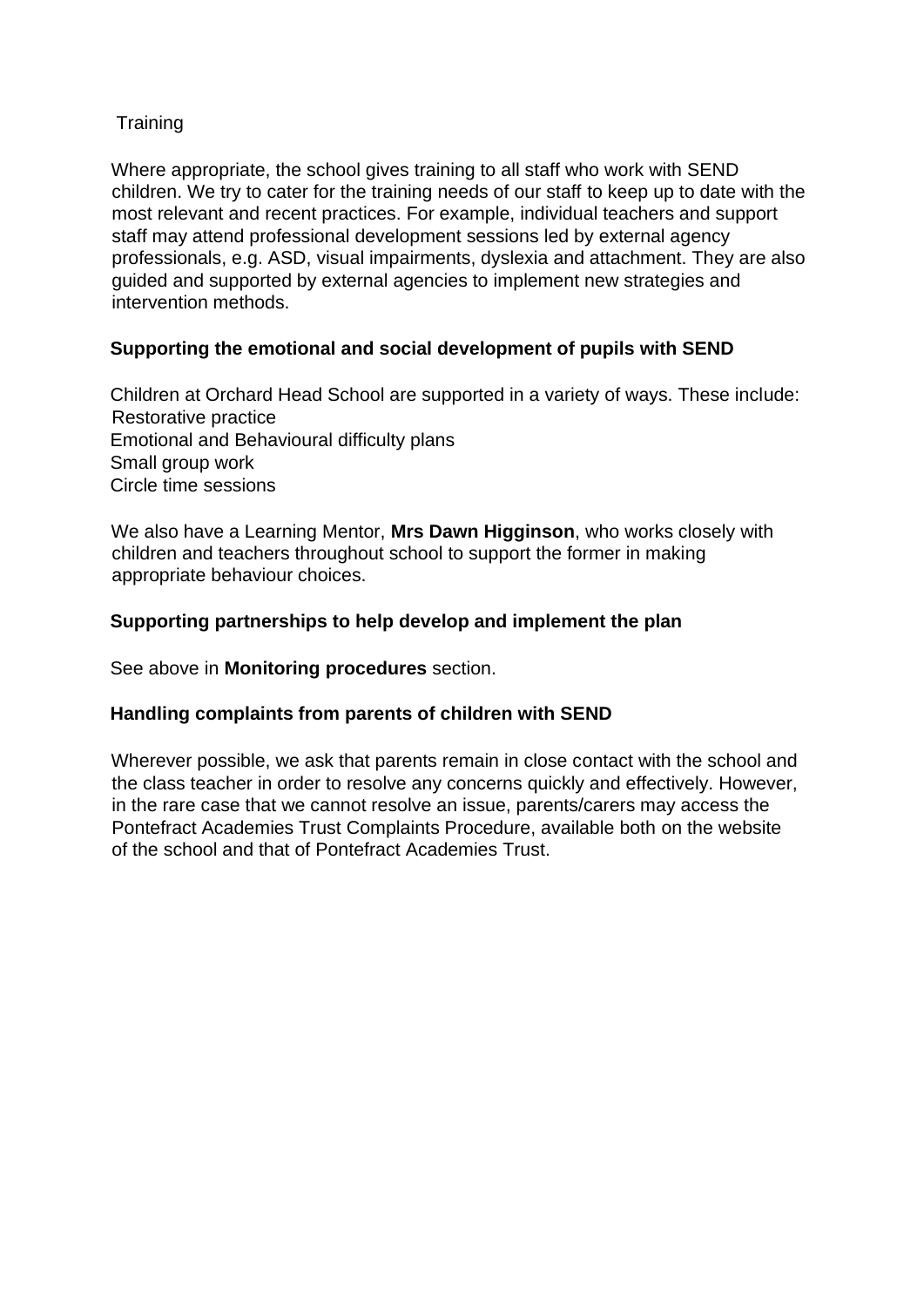## Training

Where appropriate, the school gives training to all staff who work with SEND children. We try to cater for the training needs of our staff to keep up to date with the most relevant and recent practices. For example, individual teachers and support staff may attend professional development sessions led by external agency professionals, e.g. ASD, visual impairments, dyslexia and attachment. They are also guided and supported by external agencies to implement new strategies and intervention methods.

## Supporting the emotional and social development of pupils with SEND

Children at Orchard Head School are supported in a variety of ways. These include:

- Restorative practice
- Emotional and Behavioural difficulty plans
- Small group work
- Circle time sessions

We also have a Learning Mentor, **Mrs Dawn Higginson**, who works closely with children and teachers throughout school to support the former in making appropriate behaviour choices.

## Supporting partnerships to help develop and implement the plan

See above in **Monitoring procedures** section.

## Handling complaints from parents of children with SEND

Wherever possible, we ask that parents remain in close contact with the school and the class teacher in order to resolve any concerns quickly and effectively. However, in the rare case that we cannot resolve an issue, parents/carers may access the Pontefract Academies Trust Complaints Procedure, available both on the website of the school and that of Pontefract Academies Trust.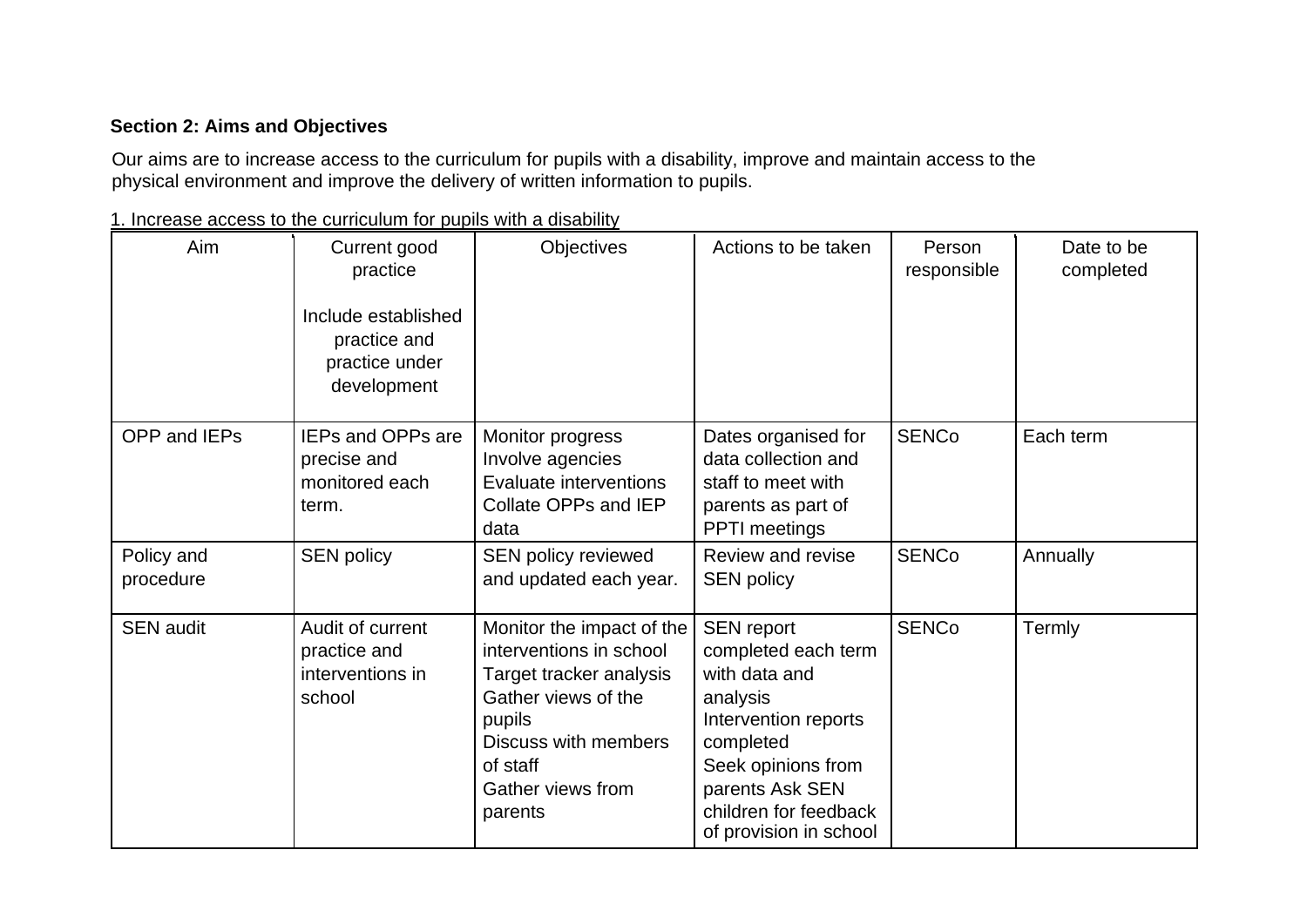**Section 2: Aims and Objectives**

Our aims are to increase access to the curriculum for pupils with a disability, improve and maintain access to the physical environment and improve the delivery of written information to pupils.

1. Increase access to the curriculum for pupils with a disability

| Aim | Current good practice<br><br>Include established practice and practice under development | Objectives | Actions to be taken | Person responsible | Date to be completed |
|---|---|---|---|---|---|
| OPP and IEPs | IEPs and OPPs are precise and monitored each term. | Monitor progress<br>Involve agencies<br>Evaluate interventions<br>Collate OPPs and IEP data | Dates organised for data collection and staff to meet with parents as part of PPTI meetings | SENCo | Each term |
| Policy and procedure | SEN policy | SEN policy reviewed and updated each year. | Review and revise SEN policy | SENCo | Annually |
| SEN audit | Audit of current practice and interventions in school | Monitor the impact of the interventions in school<br>Target tracker analysis<br>Gather views of the pupils<br>Discuss with members of staff<br>Gather views from parents | SEN report completed each term with data and analysis<br>Intervention reports completed<br>Seek opinions from parents Ask SEN children for feedback of provision in school | SENCo | Termly |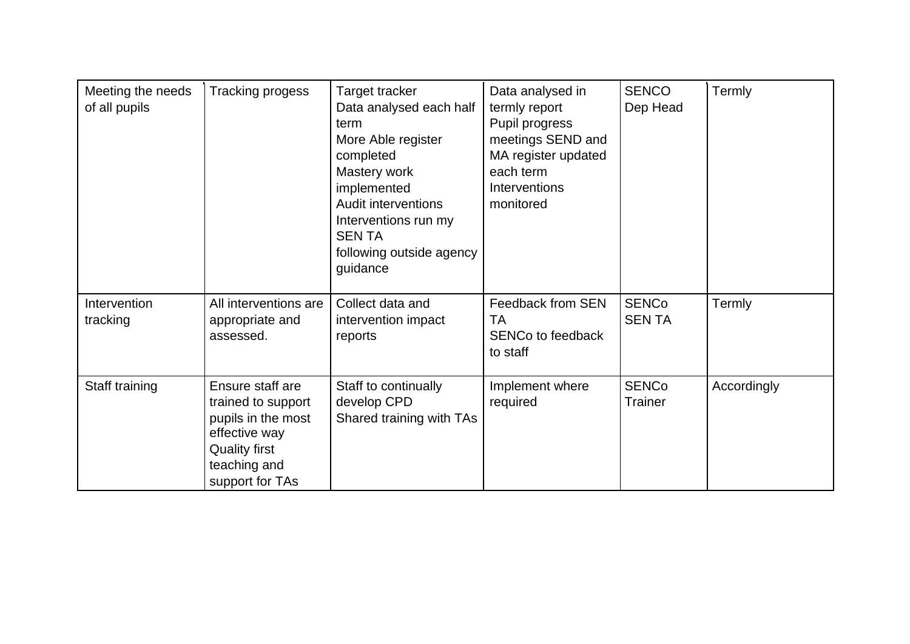| Meeting the needs of all pupils | Tracking progess | Target tracker<br>Data analysed each half term<br>More Able register completed<br>Mastery work implemented<br>Audit interventions<br>Interventions run my SEN TA<br>following outside agency guidance | Data analysed in termly report<br>Pupil progress meetings SEND and MA register updated each term<br>Interventions monitored | SENCO<br>Dep Head | Termly |
|---|---|---|---|---|---|
| Intervention tracking | All interventions are appropriate and assessed. | Collect data and intervention impact reports | Feedback from SEN TA<br>SENCo to feedback to staff | SENCo<br>SEN TA | Termly |
| Staff training | Ensure staff are trained to support pupils in the most effective way<br>Quality first teaching and support for TAs | Staff to continually develop CPD<br>Shared training with TAs | Implement where required | SENCo<br>Trainer | Accordingly |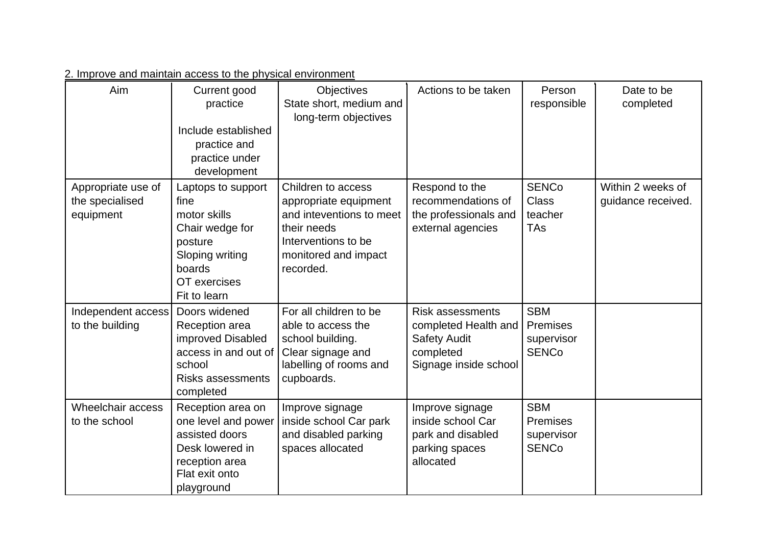2. Improve and maintain access to the physical environment

| Aim | Current good practice<br><br>Include established practice and practice under development | Objectives<br>State short, medium and long-term objectives | Actions to be taken | Person responsible | Date to be completed |
|---|---|---|---|---|---|
| Appropriate use of the specialised equipment | Laptops to support fine<br>motor skills<br>Chair wedge for posture<br>Sloping writing boards<br>OT exercises<br>Fit to learn | Children to access appropriate equipment and inteventions to meet their needs<br>Interventions to be monitored and impact recorded. | Respond to the recommendations of the professionals and external agencies | SENCo<br>Class teacher<br>TAs | Within 2 weeks of guidance received. |
| Independent access to the building | Doors widened<br>Reception area improved Disabled access in and out of school<br>Risks assessments completed | For all children to be able to access the school building.<br>Clear signage and labelling of rooms and cupboards. | Risk assessments completed Health and Safety Audit completed<br>Signage inside school | SBM<br>Premises supervisor<br>SENCo | |
| Wheelchair access to the school | Reception area on one level and power assisted doors<br>Desk lowered in reception area<br>Flat exit onto playground | Improve signage inside school Car park and disabled parking spaces allocated | Improve signage inside school Car park and disabled parking spaces allocated | SBM<br>Premises supervisor<br>SENCo | |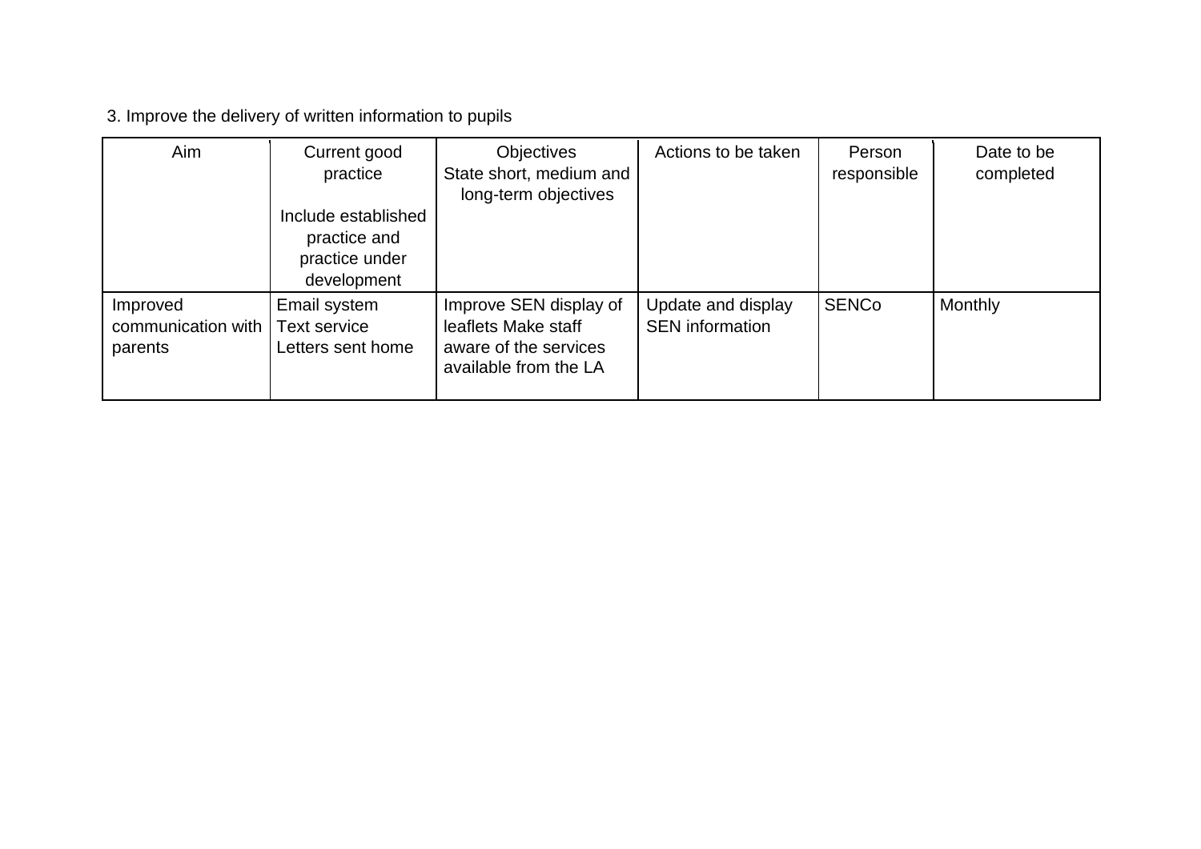3. Improve the delivery of written information to pupils

| Aim | Current good practice<br><br>Include established practice and practice under development | Objectives<br>State short, medium and long-term objectives | Actions to be taken | Person responsible | Date to be completed |
|---|---|---|---|---|---|
| Improved communication with parents | Email system<br>Text service<br>Letters sent home | Improve SEN display of leaflets Make staff aware of the services available from the LA | Update and display SEN information | SENCo | Monthly |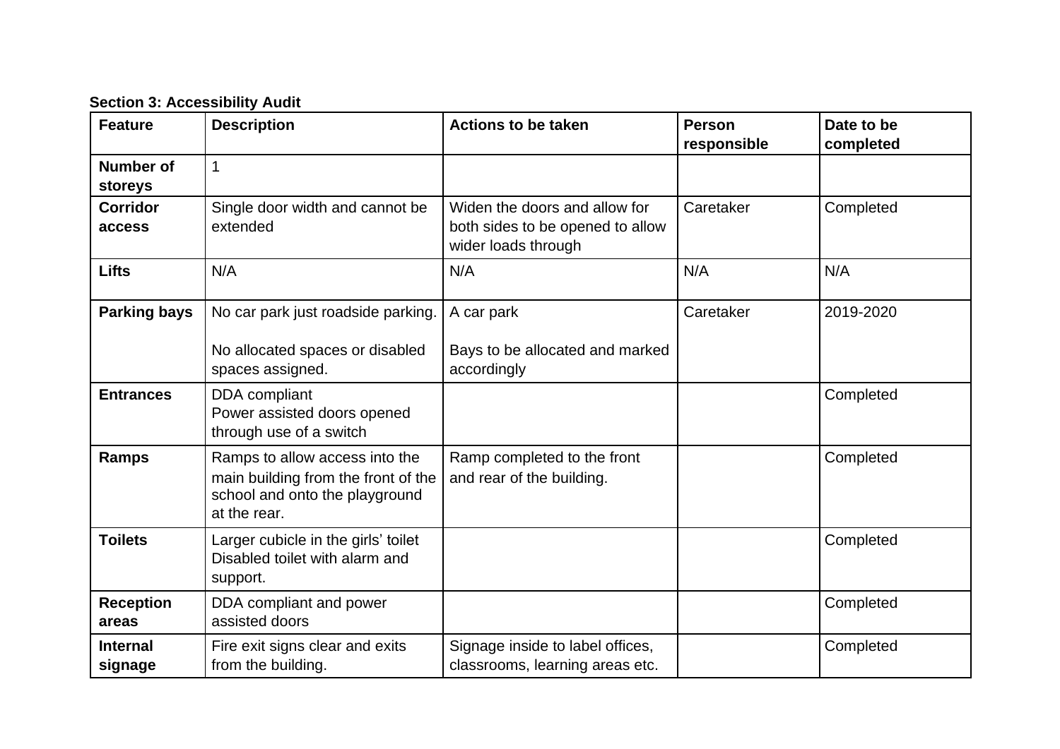**Section 3: Accessibility Audit**

| Feature | Description | Actions to be taken | Person responsible | Date to be completed |
|---|---|---|---|---|
| **Number of storeys** | 1 | | | |
| **Corridor access** | Single door width and cannot be extended | Widen the doors and allow for both sides to be opened to allow wider loads through | Caretaker | Completed |
| **Lifts** | N/A | N/A | N/A | N/A |
| **Parking bays** | No car park just roadside parking.<br><br>No allocated spaces or disabled spaces assigned. | A car park<br><br>Bays to be allocated and marked accordingly | Caretaker | 2019-2020 |
| **Entrances** | DDA compliant<br>Power assisted doors opened through use of a switch | | | Completed |
| **Ramps** | Ramps to allow access into the main building from the front of the school and onto the playground at the rear. | Ramp completed to the front and rear of the building. | | Completed |
| **Toilets** | Larger cubicle in the girls' toilet<br>Disabled toilet with alarm and support. | | | Completed |
| **Reception areas** | DDA compliant and power assisted doors | | | Completed |
| **Internal signage** | Fire exit signs clear and exits from the building. | Signage inside to label offices, classrooms, learning areas etc. | | Completed |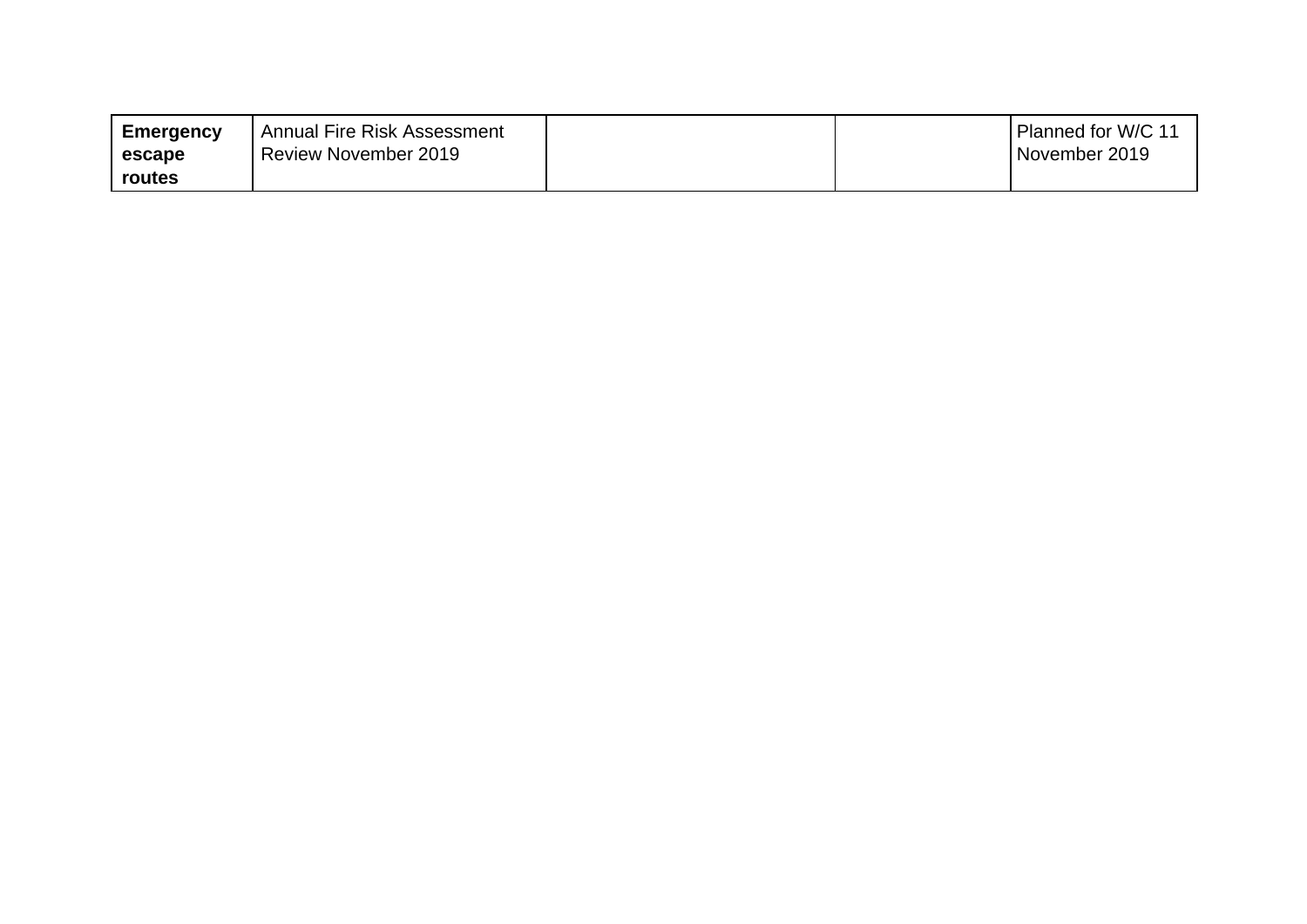| | | | | |
|---|---|---|---|---|
| **Emergency escape routes** | Annual Fire Risk Assessment Review November 2019 | | | Planned for W/C 11 November 2019 |